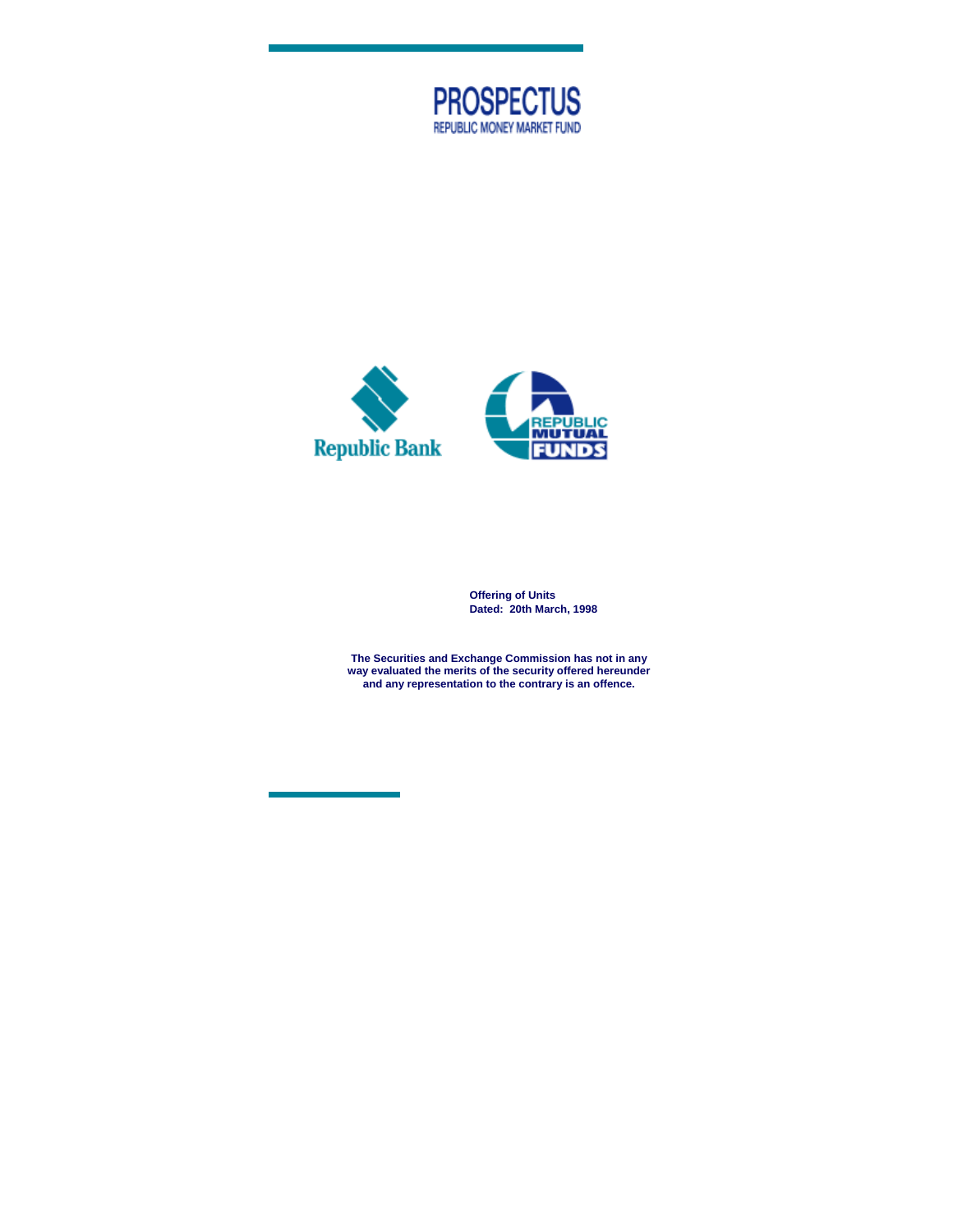# PROSPECTUS

## REPUBLIC MONEY MARKET FUND

Republic Bank

REPUBLIC MUTUAL FUNDS

**Offering of Units**
**Dated: 20th March, 1998**

**The Securities and Exchange Commission has not in any way evaluated the merits of the security offered hereunder and any representation to the contrary is an offence.**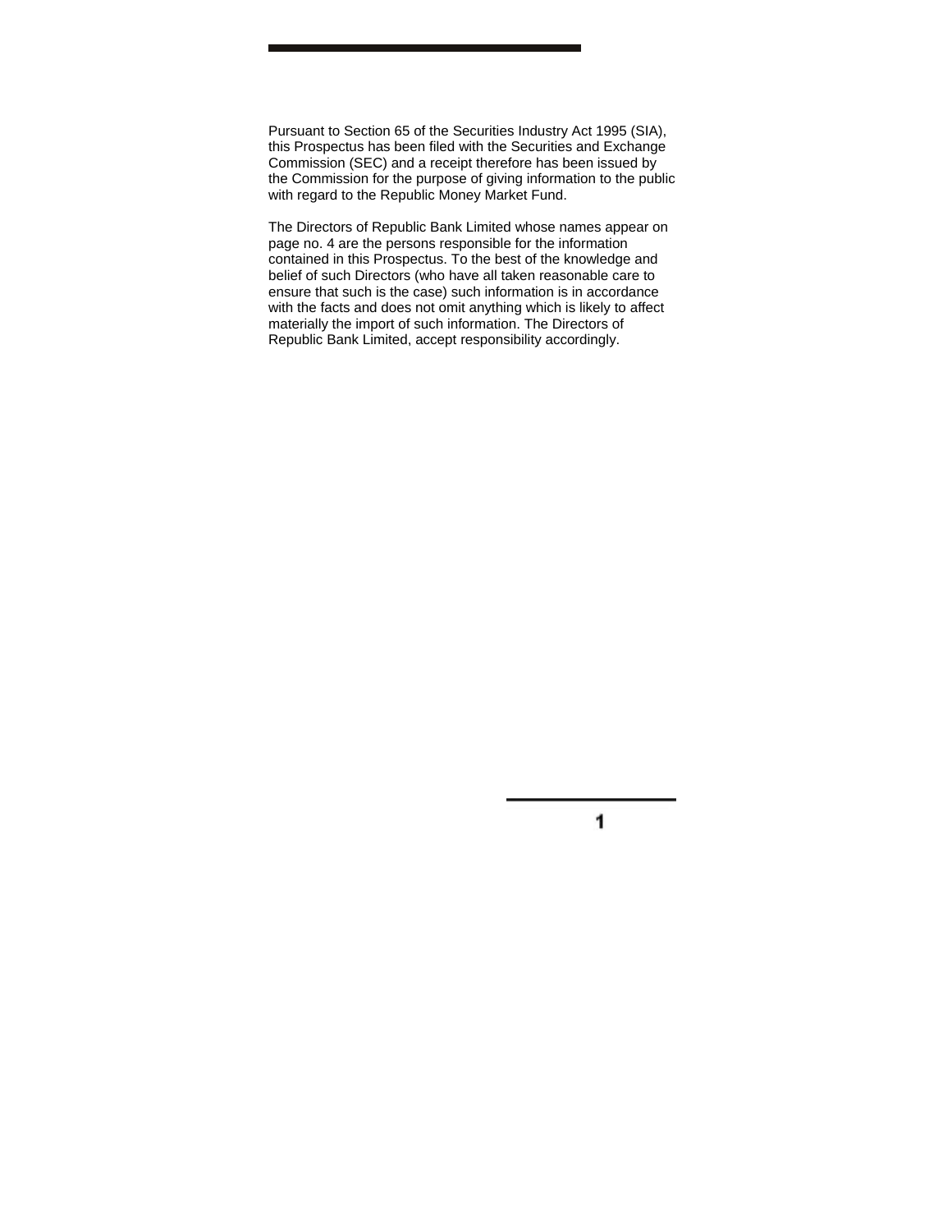Pursuant to Section 65 of the Securities Industry Act 1995 (SIA), this Prospectus has been filed with the Securities and Exchange Commission (SEC) and a receipt therefore has been issued by the Commission for the purpose of giving information to the public with regard to the Republic Money Market Fund.

The Directors of Republic Bank Limited whose names appear on page no. 4 are the persons responsible for the information contained in this Prospectus. To the best of the knowledge and belief of such Directors (who have all taken reasonable care to ensure that such is the case) such information is in accordance with the facts and does not omit anything which is likely to affect materially the import of such information. The Directors of Republic Bank Limited, accept responsibility accordingly.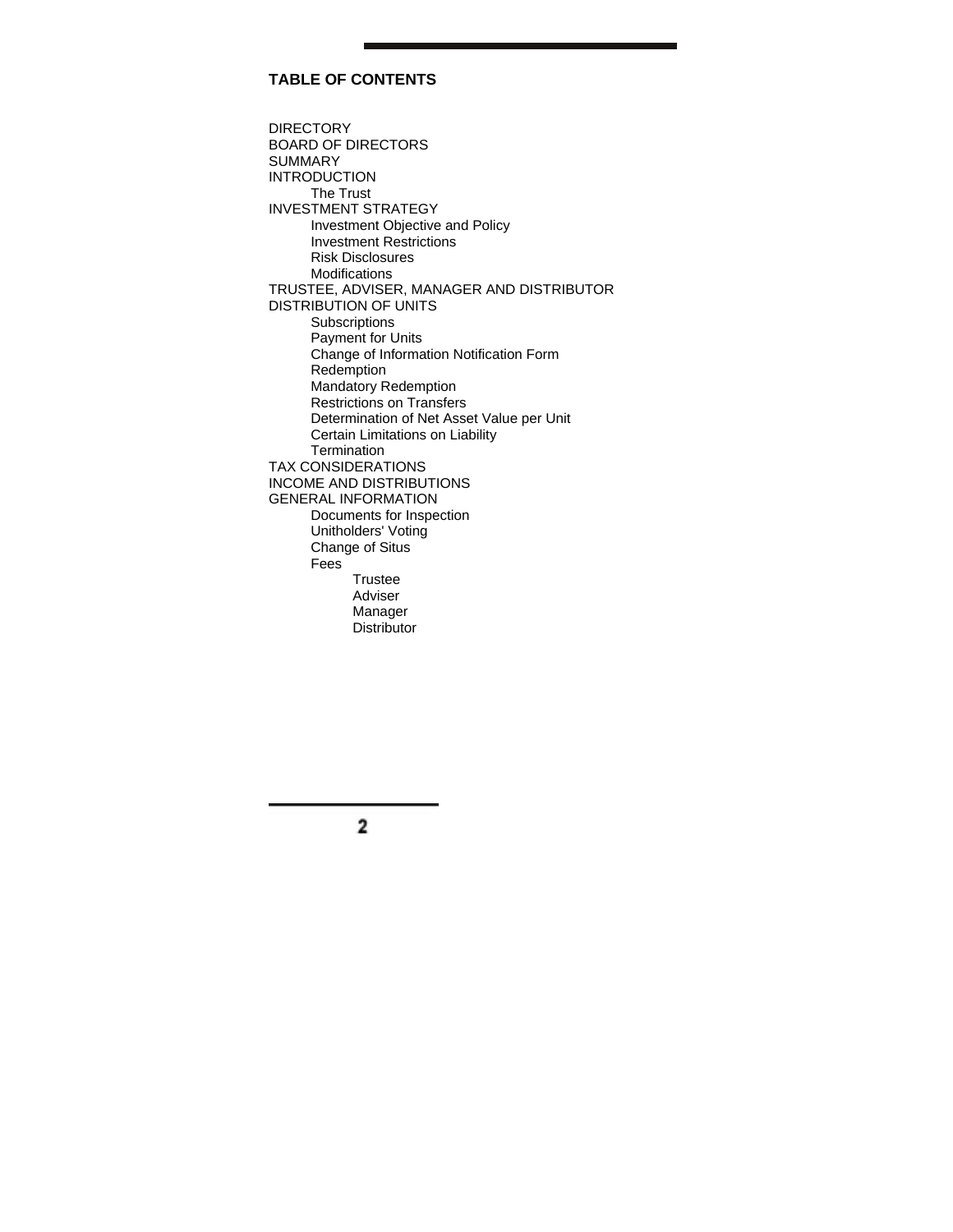## TABLE OF CONTENTS

DIRECTORY
BOARD OF DIRECTORS
SUMMARY
INTRODUCTION
- The Trust

INVESTMENT STRATEGY
- Investment Objective and Policy
- Investment Restrictions
- Risk Disclosures
- Modifications

TRUSTEE, ADVISER, MANAGER AND DISTRIBUTOR
DISTRIBUTION OF UNITS
- Subscriptions
- Payment for Units
- Change of Information Notification Form
- Redemption
- Mandatory Redemption
- Restrictions on Transfers
- Determination of Net Asset Value per Unit
- Certain Limitations on Liability
- Termination

TAX CONSIDERATIONS
INCOME AND DISTRIBUTIONS
GENERAL INFORMATION
- Documents for Inspection
- Unitholders' Voting
- Change of Situs
- Fees
  - Trustee
  - Adviser
  - Manager
  - Distributor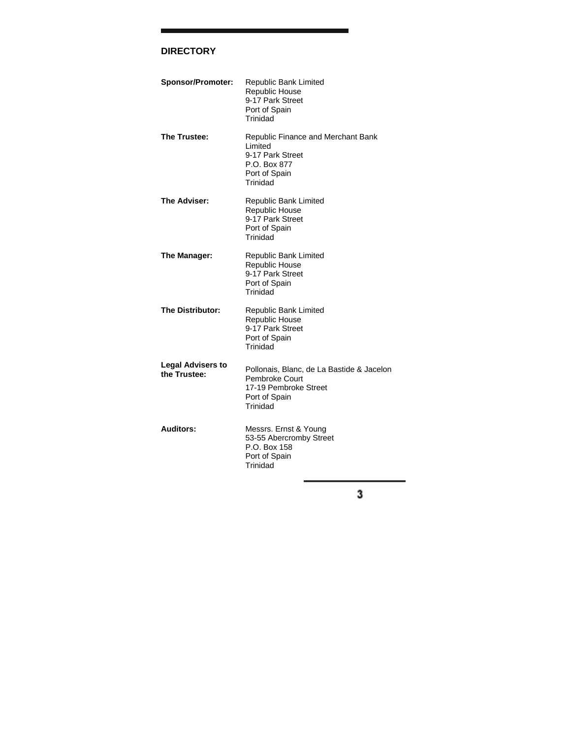## DIRECTORY

**Sponsor/Promoter:**
Republic Bank Limited
Republic House
9-17 Park Street
Port of Spain
Trinidad

**The Trustee:**
Republic Finance and Merchant Bank Limited
9-17 Park Street
P.O. Box 877
Port of Spain
Trinidad

**The Adviser:**
Republic Bank Limited
Republic House
9-17 Park Street
Port of Spain
Trinidad

**The Manager:**
Republic Bank Limited
Republic House
9-17 Park Street
Port of Spain
Trinidad

**The Distributor:**
Republic Bank Limited
Republic House
9-17 Park Street
Port of Spain
Trinidad

**Legal Advisers to the Trustee:**
Pollonais, Blanc, de La Bastide & Jacelon
Pembroke Court
17-19 Pembroke Street
Port of Spain
Trinidad

**Auditors:**
Messrs. Ernst & Young
53-55 Abercromby Street
P.O. Box 158
Port of Spain
Trinidad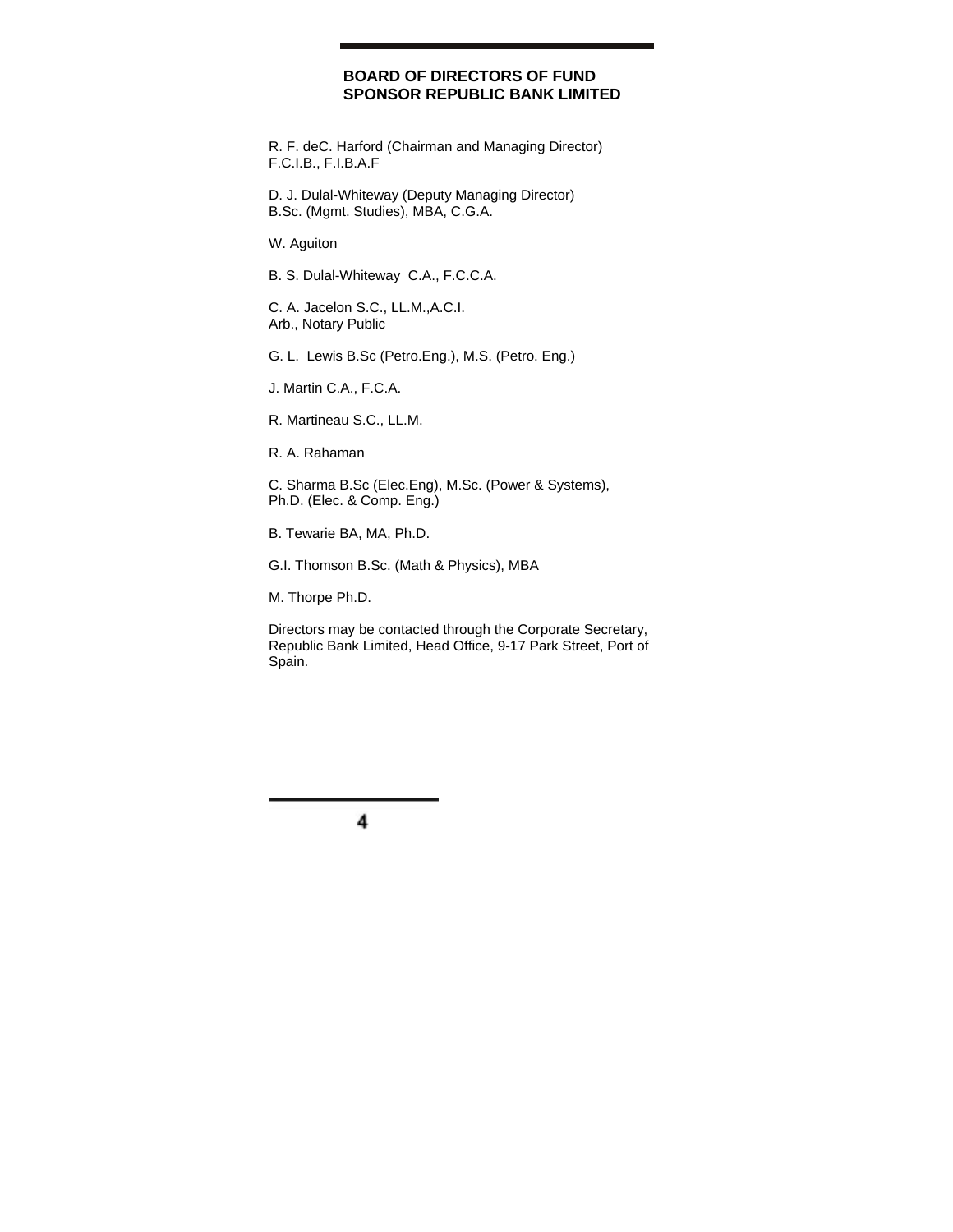## BOARD OF DIRECTORS OF FUND SPONSOR REPUBLIC BANK LIMITED

R. F. deC. Harford (Chairman and Managing Director)
F.C.I.B., F.I.B.A.F

D. J. Dulal-Whiteway (Deputy Managing Director)
B.Sc. (Mgmt. Studies), MBA, C.G.A.

W. Aguiton

B. S. Dulal-Whiteway C.A., F.C.C.A.

C. A. Jacelon S.C., LL.M.,A.C.I.
Arb., Notary Public

G. L. Lewis B.Sc (Petro.Eng.), M.S. (Petro. Eng.)

J. Martin C.A., F.C.A.

R. Martineau S.C., LL.M.

R. A. Rahaman

C. Sharma B.Sc (Elec.Eng), M.Sc. (Power & Systems),
Ph.D. (Elec. & Comp. Eng.)

B. Tewarie BA, MA, Ph.D.

G.I. Thomson B.Sc. (Math & Physics), MBA

M. Thorpe Ph.D.

Directors may be contacted through the Corporate Secretary, Republic Bank Limited, Head Office, 9-17 Park Street, Port of Spain.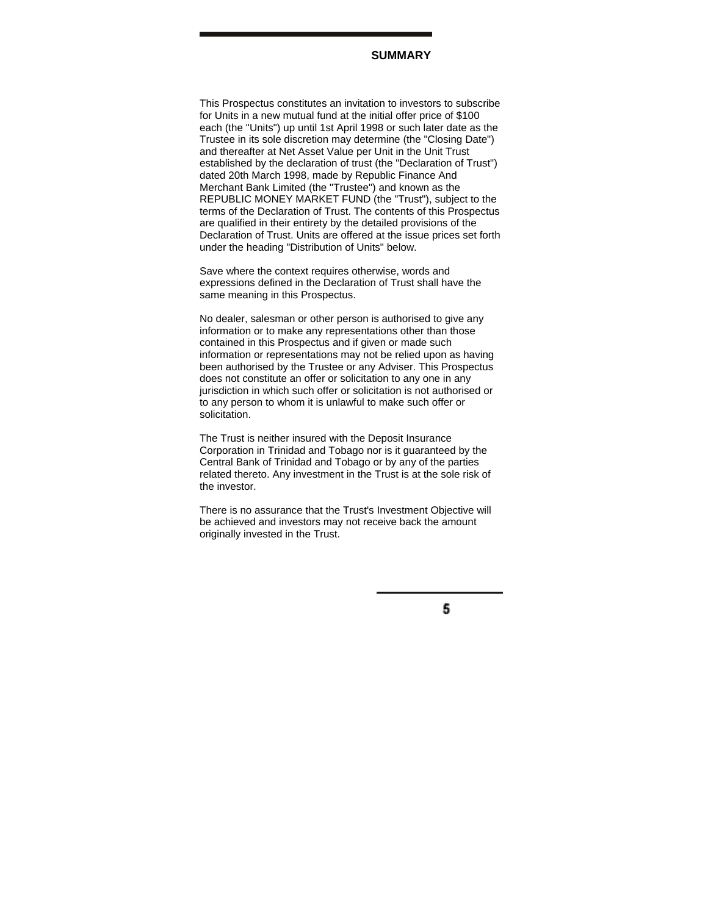## SUMMARY

This Prospectus constitutes an invitation to investors to subscribe for Units in a new mutual fund at the initial offer price of $100 each (the "Units") up until 1st April 1998 or such later date as the Trustee in its sole discretion may determine (the "Closing Date") and thereafter at Net Asset Value per Unit in the Unit Trust established by the declaration of trust (the "Declaration of Trust") dated 20th March 1998, made by Republic Finance And Merchant Bank Limited (the "Trustee") and known as the REPUBLIC MONEY MARKET FUND (the "Trust"), subject to the terms of the Declaration of Trust. The contents of this Prospectus are qualified in their entirety by the detailed provisions of the Declaration of Trust. Units are offered at the issue prices set forth under the heading "Distribution of Units" below.

Save where the context requires otherwise, words and expressions defined in the Declaration of Trust shall have the same meaning in this Prospectus.

No dealer, salesman or other person is authorised to give any information or to make any representations other than those contained in this Prospectus and if given or made such information or representations may not be relied upon as having been authorised by the Trustee or any Adviser. This Prospectus does not constitute an offer or solicitation to any one in any jurisdiction in which such offer or solicitation is not authorised or to any person to whom it is unlawful to make such offer or solicitation.

The Trust is neither insured with the Deposit Insurance Corporation in Trinidad and Tobago nor is it guaranteed by the Central Bank of Trinidad and Tobago or by any of the parties related thereto. Any investment in the Trust is at the sole risk of the investor.

There is no assurance that the Trust's Investment Objective will be achieved and investors may not receive back the amount originally invested in the Trust.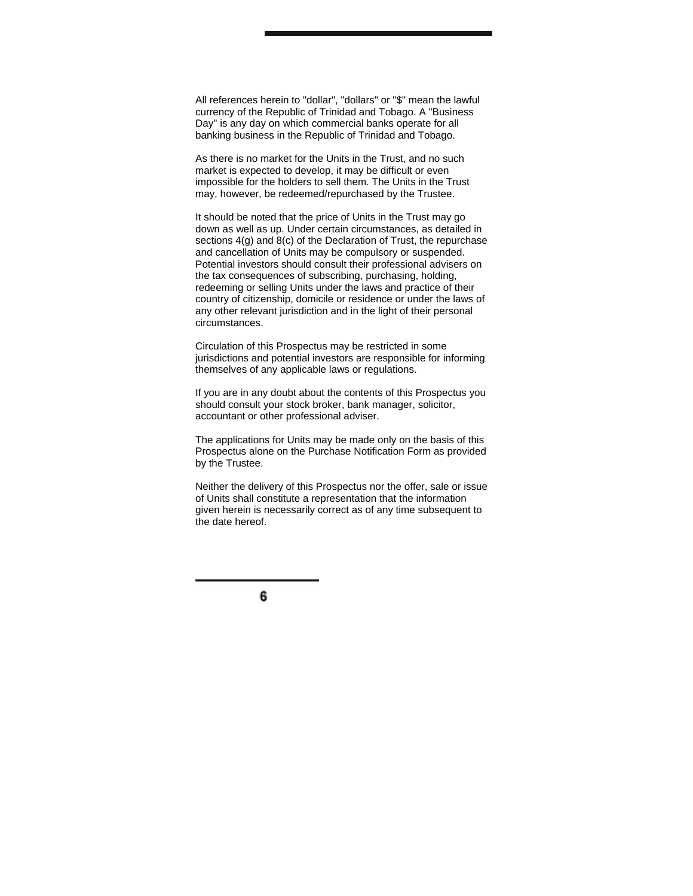All references herein to "dollar", "dollars" or "$" mean the lawful currency of the Republic of Trinidad and Tobago. A "Business Day" is any day on which commercial banks operate for all banking business in the Republic of Trinidad and Tobago.

As there is no market for the Units in the Trust, and no such market is expected to develop, it may be difficult or even impossible for the holders to sell them. The Units in the Trust may, however, be redeemed/repurchased by the Trustee.

It should be noted that the price of Units in the Trust may go down as well as up. Under certain circumstances, as detailed in sections 4(g) and 8(c) of the Declaration of Trust, the repurchase and cancellation of Units may be compulsory or suspended. Potential investors should consult their professional advisers on the tax consequences of subscribing, purchasing, holding, redeeming or selling Units under the laws and practice of their country of citizenship, domicile or residence or under the laws of any other relevant jurisdiction and in the light of their personal circumstances.

Circulation of this Prospectus may be restricted in some jurisdictions and potential investors are responsible for informing themselves of any applicable laws or regulations.

If you are in any doubt about the contents of this Prospectus you should consult your stock broker, bank manager, solicitor, accountant or other professional adviser.

The applications for Units may be made only on the basis of this Prospectus alone on the Purchase Notification Form as provided by the Trustee.

Neither the delivery of this Prospectus nor the offer, sale or issue of Units shall constitute a representation that the information given herein is necessarily correct as of any time subsequent to the date hereof.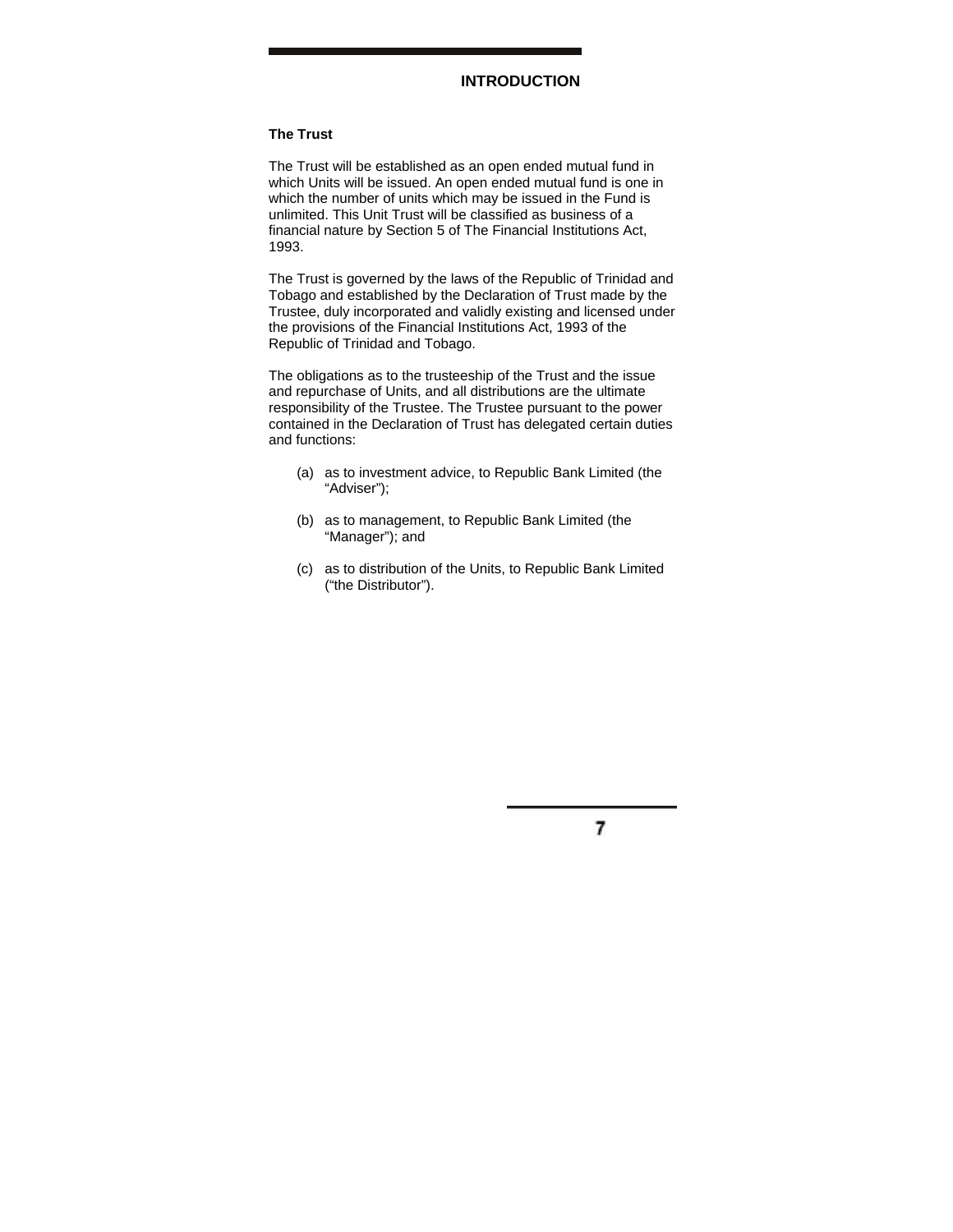# INTRODUCTION

### The Trust

The Trust will be established as an open ended mutual fund in which Units will be issued. An open ended mutual fund is one in which the number of units which may be issued in the Fund is unlimited. This Unit Trust will be classified as business of a financial nature by Section 5 of The Financial Institutions Act, 1993.

The Trust is governed by the laws of the Republic of Trinidad and Tobago and established by the Declaration of Trust made by the Trustee, duly incorporated and validly existing and licensed under the provisions of the Financial Institutions Act, 1993 of the Republic of Trinidad and Tobago.

The obligations as to the trusteeship of the Trust and the issue and repurchase of Units, and all distributions are the ultimate responsibility of the Trustee. The Trustee pursuant to the power contained in the Declaration of Trust has delegated certain duties and functions:

(a) as to investment advice, to Republic Bank Limited (the "Adviser");

(b) as to management, to Republic Bank Limited (the "Manager"); and

(c) as to distribution of the Units, to Republic Bank Limited ("the Distributor").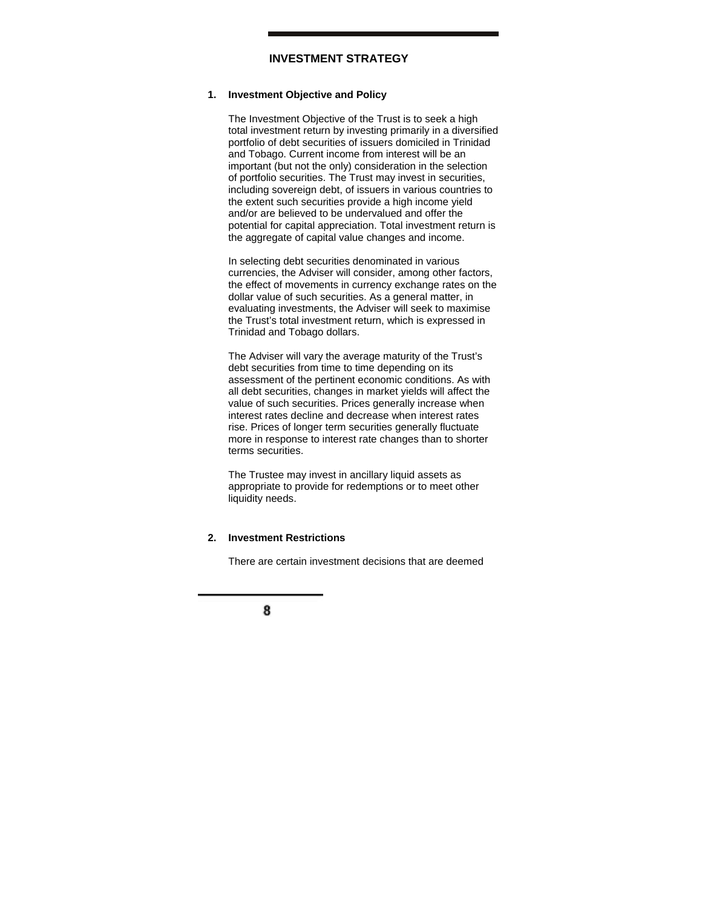## INVESTMENT STRATEGY

### 1. Investment Objective and Policy

The Investment Objective of the Trust is to seek a high total investment return by investing primarily in a diversified portfolio of debt securities of issuers domiciled in Trinidad and Tobago. Current income from interest will be an important (but not the only) consideration in the selection of portfolio securities. The Trust may invest in securities, including sovereign debt, of issuers in various countries to the extent such securities provide a high income yield and/or are believed to be undervalued and offer the potential for capital appreciation. Total investment return is the aggregate of capital value changes and income.

In selecting debt securities denominated in various currencies, the Adviser will consider, among other factors, the effect of movements in currency exchange rates on the dollar value of such securities. As a general matter, in evaluating investments, the Adviser will seek to maximise the Trust's total investment return, which is expressed in Trinidad and Tobago dollars.

The Adviser will vary the average maturity of the Trust's debt securities from time to time depending on its assessment of the pertinent economic conditions. As with all debt securities, changes in market yields will affect the value of such securities. Prices generally increase when interest rates decline and decrease when interest rates rise. Prices of longer term securities generally fluctuate more in response to interest rate changes than to shorter terms securities.

The Trustee may invest in ancillary liquid assets as appropriate to provide for redemptions or to meet other liquidity needs.

### 2. Investment Restrictions

There are certain investment decisions that are deemed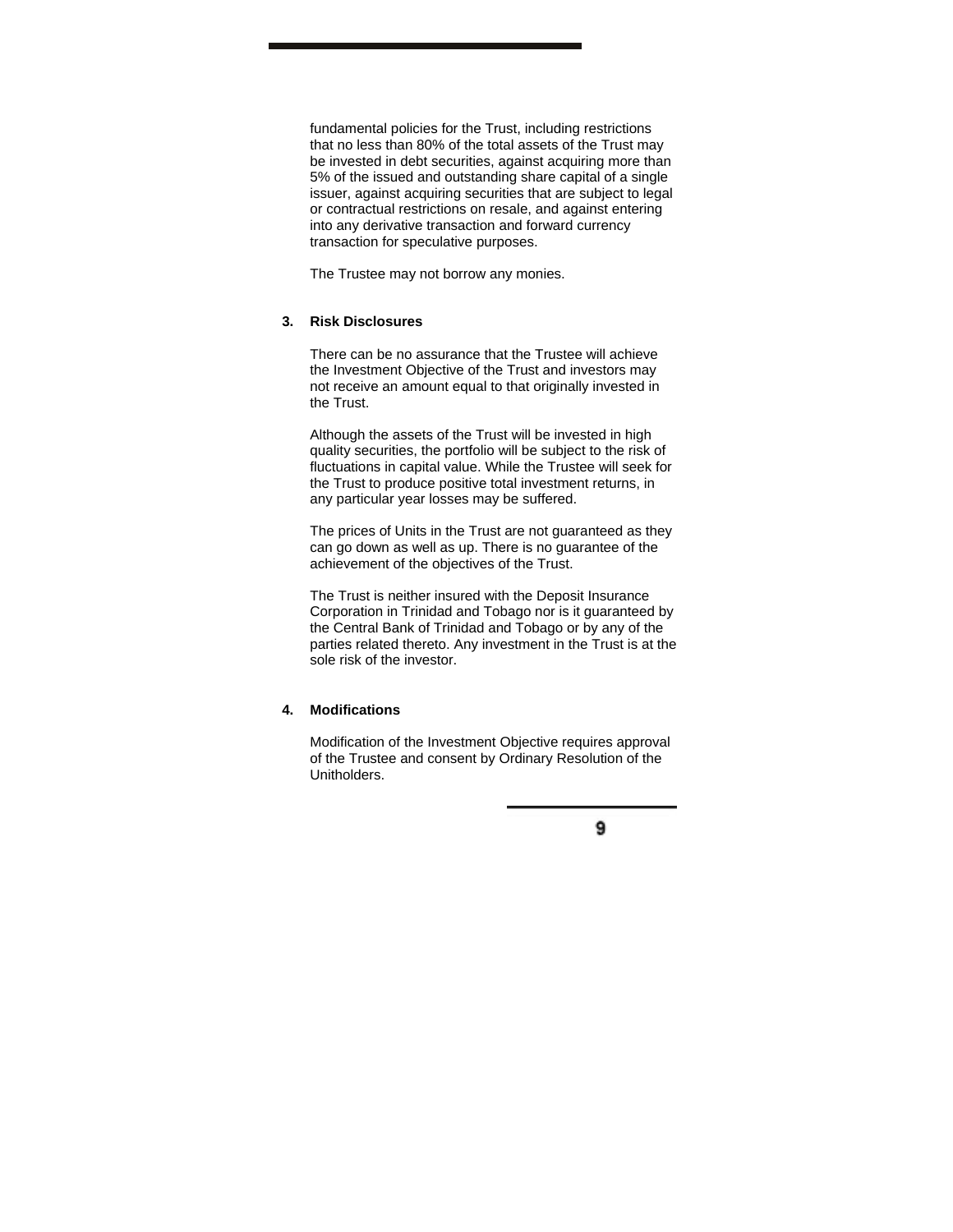fundamental policies for the Trust, including restrictions that no less than 80% of the total assets of the Trust may be invested in debt securities, against acquiring more than 5% of the issued and outstanding share capital of a single issuer, against acquiring securities that are subject to legal or contractual restrictions on resale, and against entering into any derivative transaction and forward currency transaction for speculative purposes.

The Trustee may not borrow any monies.

## 3. Risk Disclosures

There can be no assurance that the Trustee will achieve the Investment Objective of the Trust and investors may not receive an amount equal to that originally invested in the Trust.

Although the assets of the Trust will be invested in high quality securities, the portfolio will be subject to the risk of fluctuations in capital value. While the Trustee will seek for the Trust to produce positive total investment returns, in any particular year losses may be suffered.

The prices of Units in the Trust are not guaranteed as they can go down as well as up. There is no guarantee of the achievement of the objectives of the Trust.

The Trust is neither insured with the Deposit Insurance Corporation in Trinidad and Tobago nor is it guaranteed by the Central Bank of Trinidad and Tobago or by any of the parties related thereto. Any investment in the Trust is at the sole risk of the investor.

## 4. Modifications

Modification of the Investment Objective requires approval of the Trustee and consent by Ordinary Resolution of the Unitholders.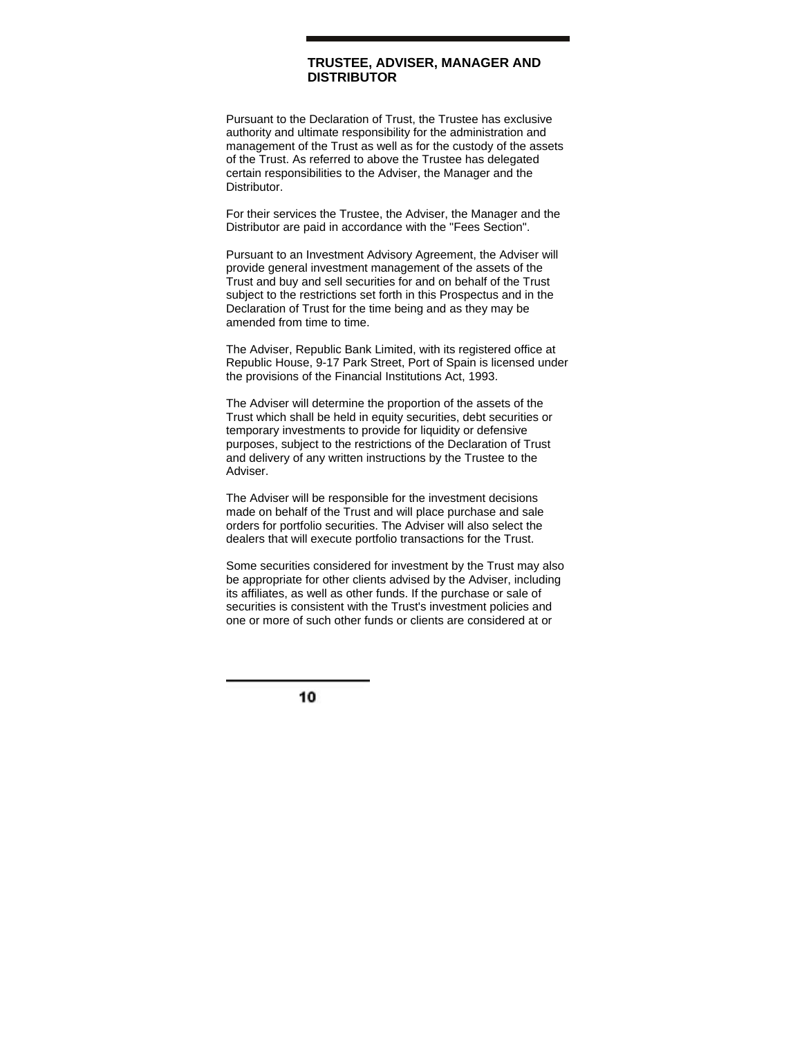## TRUSTEE, ADVISER, MANAGER AND DISTRIBUTOR

Pursuant to the Declaration of Trust, the Trustee has exclusive authority and ultimate responsibility for the administration and management of the Trust as well as for the custody of the assets of the Trust. As referred to above the Trustee has delegated certain responsibilities to the Adviser, the Manager and the Distributor.

For their services the Trustee, the Adviser, the Manager and the Distributor are paid in accordance with the "Fees Section".

Pursuant to an Investment Advisory Agreement, the Adviser will provide general investment management of the assets of the Trust and buy and sell securities for and on behalf of the Trust subject to the restrictions set forth in this Prospectus and in the Declaration of Trust for the time being and as they may be amended from time to time.

The Adviser, Republic Bank Limited, with its registered office at Republic House, 9-17 Park Street, Port of Spain is licensed under the provisions of the Financial Institutions Act, 1993.

The Adviser will determine the proportion of the assets of the Trust which shall be held in equity securities, debt securities or temporary investments to provide for liquidity or defensive purposes, subject to the restrictions of the Declaration of Trust and delivery of any written instructions by the Trustee to the Adviser.

The Adviser will be responsible for the investment decisions made on behalf of the Trust and will place purchase and sale orders for portfolio securities. The Adviser will also select the dealers that will execute portfolio transactions for the Trust.

Some securities considered for investment by the Trust may also be appropriate for other clients advised by the Adviser, including its affiliates, as well as other funds. If the purchase or sale of securities is consistent with the Trust's investment policies and one or more of such other funds or clients are considered at or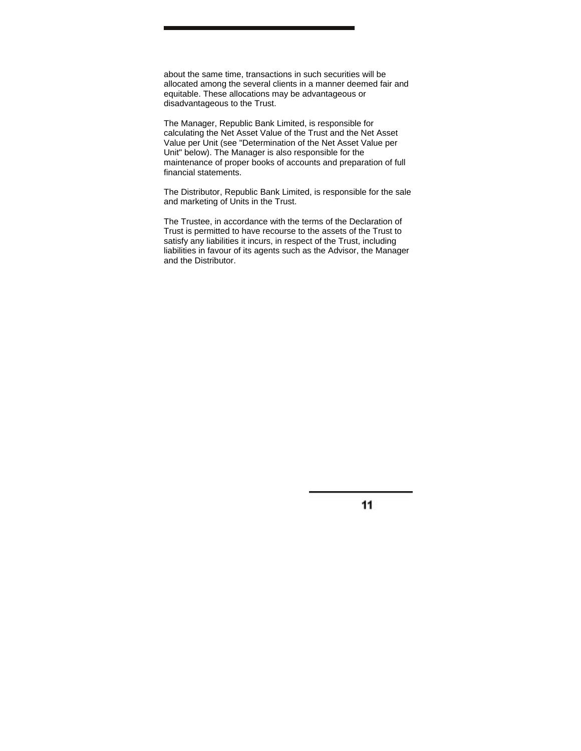about the same time, transactions in such securities will be allocated among the several clients in a manner deemed fair and equitable. These allocations may be advantageous or disadvantageous to the Trust.

The Manager, Republic Bank Limited, is responsible for calculating the Net Asset Value of the Trust and the Net Asset Value per Unit (see "Determination of the Net Asset Value per Unit" below). The Manager is also responsible for the maintenance of proper books of accounts and preparation of full financial statements.

The Distributor, Republic Bank Limited, is responsible for the sale and marketing of Units in the Trust.

The Trustee, in accordance with the terms of the Declaration of Trust is permitted to have recourse to the assets of the Trust to satisfy any liabilities it incurs, in respect of the Trust, including liabilities in favour of its agents such as the Advisor, the Manager and the Distributor.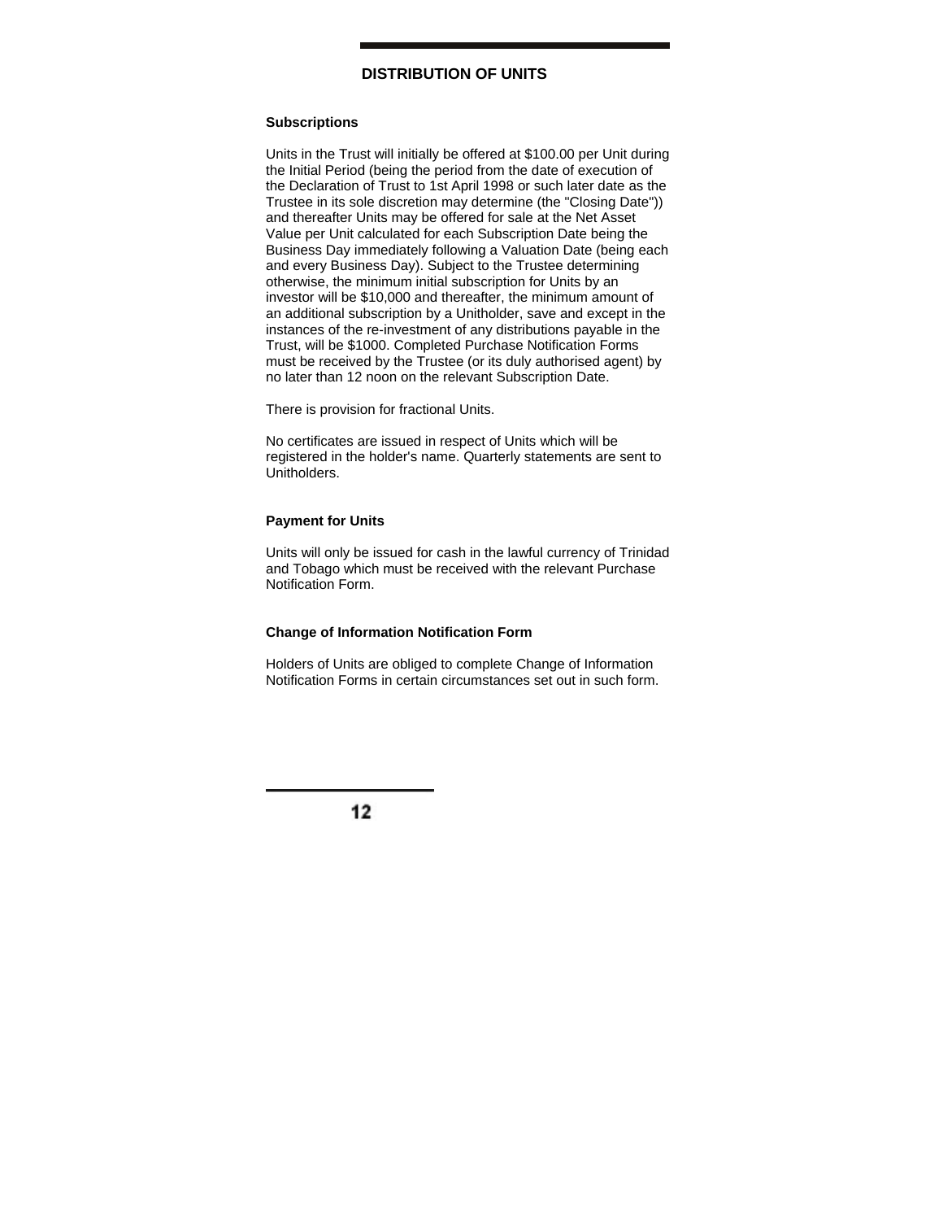## DISTRIBUTION OF UNITS

### Subscriptions

Units in the Trust will initially be offered at $100.00 per Unit during the Initial Period (being the period from the date of execution of the Declaration of Trust to 1st April 1998 or such later date as the Trustee in its sole discretion may determine (the "Closing Date")) and thereafter Units may be offered for sale at the Net Asset Value per Unit calculated for each Subscription Date being the Business Day immediately following a Valuation Date (being each and every Business Day). Subject to the Trustee determining otherwise, the minimum initial subscription for Units by an investor will be $10,000 and thereafter, the minimum amount of an additional subscription by a Unitholder, save and except in the instances of the re-investment of any distributions payable in the Trust, will be $1000. Completed Purchase Notification Forms must be received by the Trustee (or its duly authorised agent) by no later than 12 noon on the relevant Subscription Date.

There is provision for fractional Units.

No certificates are issued in respect of Units which will be registered in the holder's name. Quarterly statements are sent to Unitholders.

### Payment for Units

Units will only be issued for cash in the lawful currency of Trinidad and Tobago which must be received with the relevant Purchase Notification Form.

### Change of Information Notification Form

Holders of Units are obliged to complete Change of Information Notification Forms in certain circumstances set out in such form.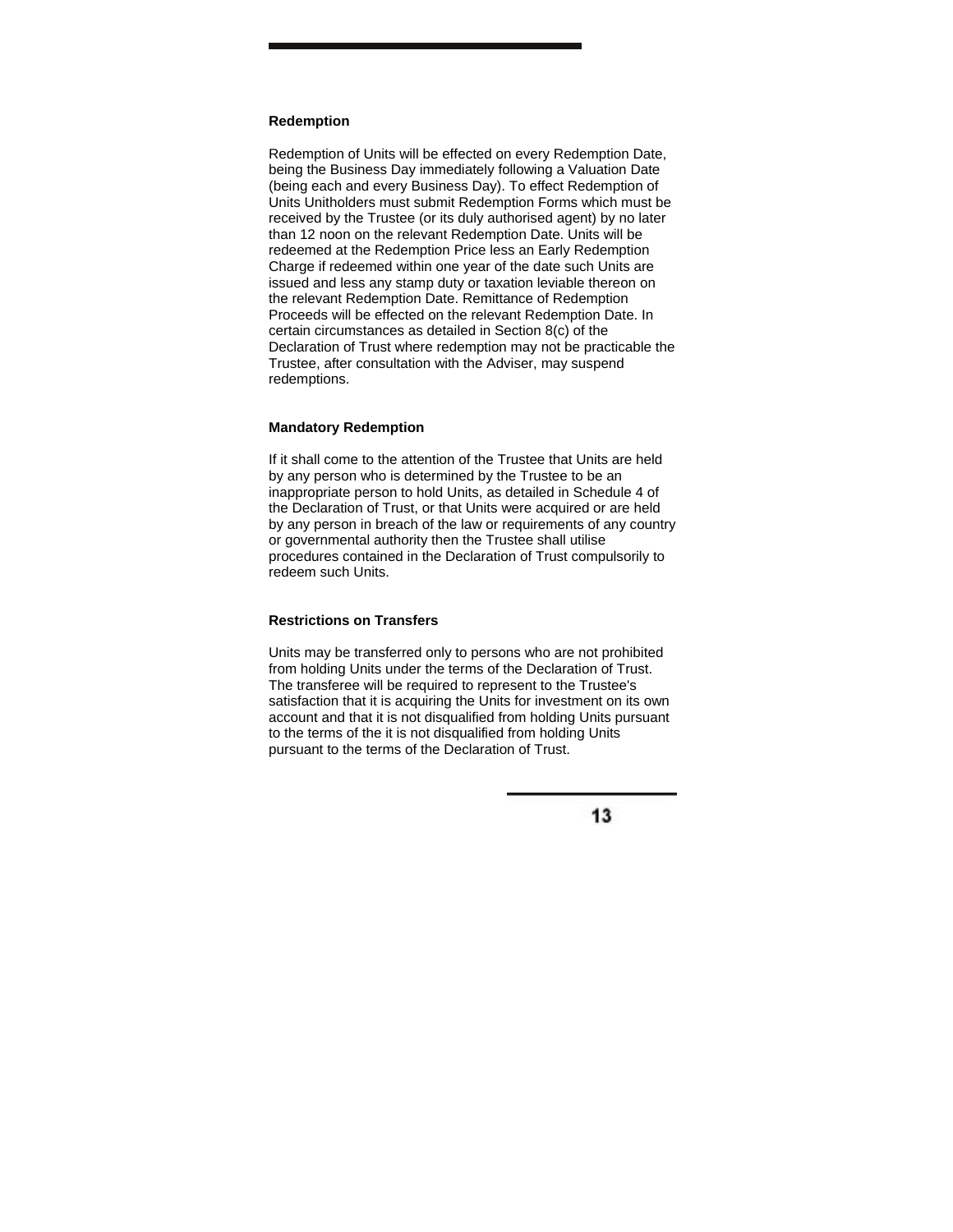### Redemption

Redemption of Units will be effected on every Redemption Date, being the Business Day immediately following a Valuation Date (being each and every Business Day). To effect Redemption of Units Unitholders must submit Redemption Forms which must be received by the Trustee (or its duly authorised agent) by no later than 12 noon on the relevant Redemption Date. Units will be redeemed at the Redemption Price less an Early Redemption Charge if redeemed within one year of the date such Units are issued and less any stamp duty or taxation leviable thereon on the relevant Redemption Date. Remittance of Redemption Proceeds will be effected on the relevant Redemption Date. In certain circumstances as detailed in Section 8(c) of the Declaration of Trust where redemption may not be practicable the Trustee, after consultation with the Adviser, may suspend redemptions.

### Mandatory Redemption

If it shall come to the attention of the Trustee that Units are held by any person who is determined by the Trustee to be an inappropriate person to hold Units, as detailed in Schedule 4 of the Declaration of Trust, or that Units were acquired or are held by any person in breach of the law or requirements of any country or governmental authority then the Trustee shall utilise procedures contained in the Declaration of Trust compulsorily to redeem such Units.

### Restrictions on Transfers

Units may be transferred only to persons who are not prohibited from holding Units under the terms of the Declaration of Trust. The transferee will be required to represent to the Trustee's satisfaction that it is acquiring the Units for investment on its own account and that it is not disqualified from holding Units pursuant to the terms of the it is not disqualified from holding Units pursuant to the terms of the Declaration of Trust.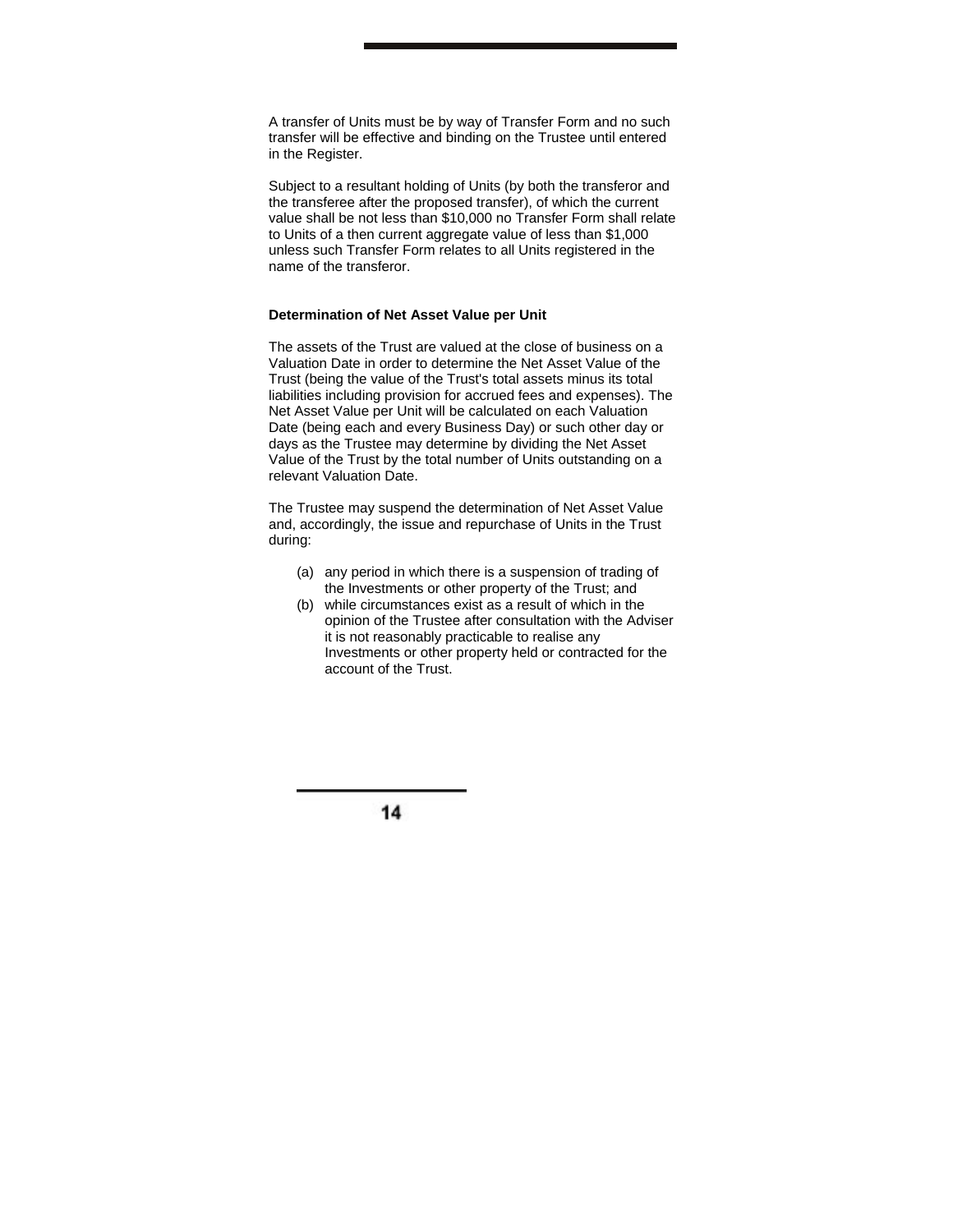A transfer of Units must be by way of Transfer Form and no such transfer will be effective and binding on the Trustee until entered in the Register.

Subject to a resultant holding of Units (by both the transferor and the transferee after the proposed transfer), of which the current value shall be not less than $10,000 no Transfer Form shall relate to Units of a then current aggregate value of less than $1,000 unless such Transfer Form relates to all Units registered in the name of the transferor.

**Determination of Net Asset Value per Unit**

The assets of the Trust are valued at the close of business on a Valuation Date in order to determine the Net Asset Value of the Trust (being the value of the Trust's total assets minus its total liabilities including provision for accrued fees and expenses). The Net Asset Value per Unit will be calculated on each Valuation Date (being each and every Business Day) or such other day or days as the Trustee may determine by dividing the Net Asset Value of the Trust by the total number of Units outstanding on a relevant Valuation Date.

The Trustee may suspend the determination of Net Asset Value and, accordingly, the issue and repurchase of Units in the Trust during:

(a) any period in which there is a suspension of trading of the Investments or other property of the Trust; and
(b) while circumstances exist as a result of which in the opinion of the Trustee after consultation with the Adviser it is not reasonably practicable to realise any Investments or other property held or contracted for the account of the Trust.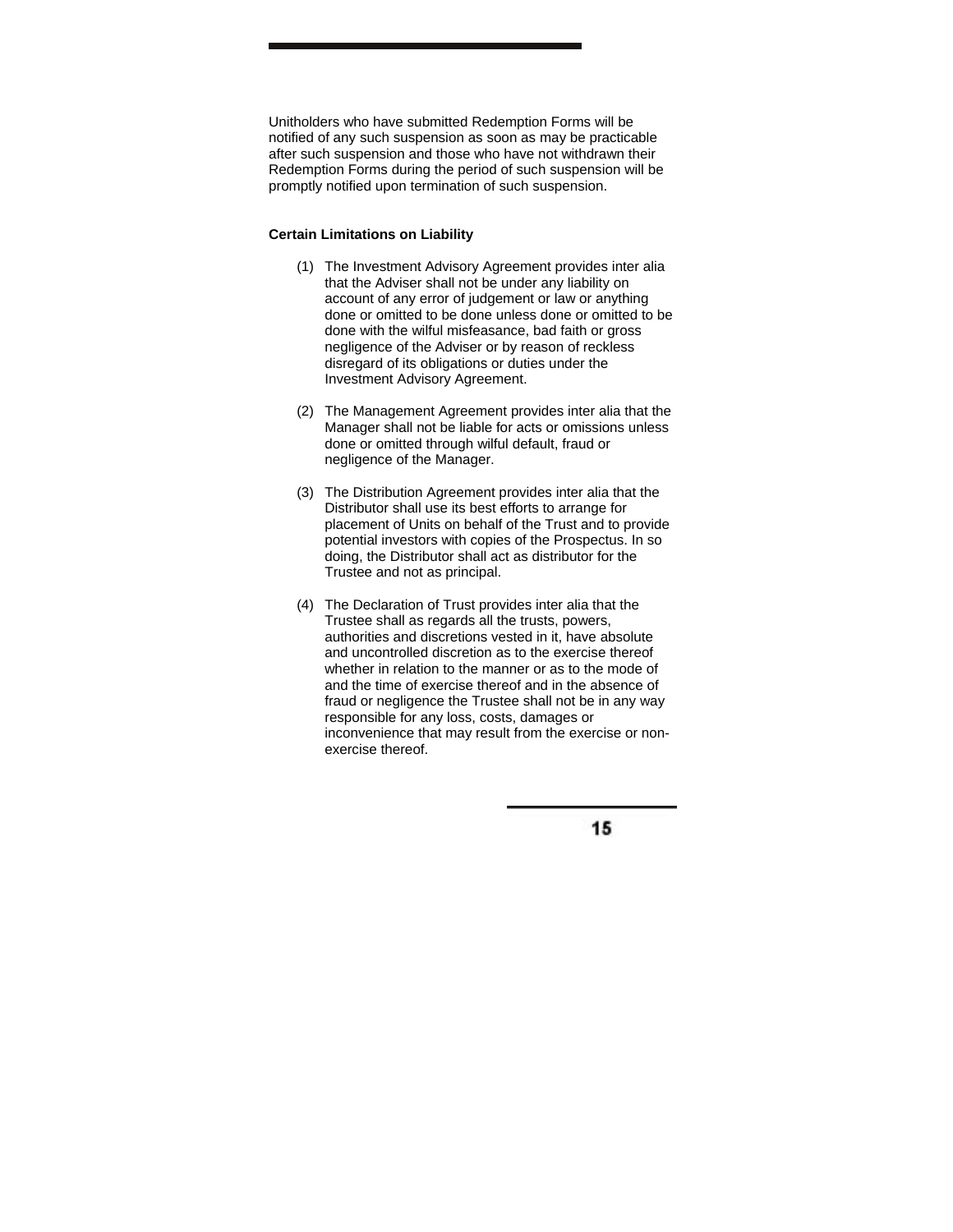Unitholders who have submitted Redemption Forms will be notified of any such suspension as soon as may be practicable after such suspension and those who have not withdrawn their Redemption Forms during the period of such suspension will be promptly notified upon termination of such suspension.

**Certain Limitations on Liability**

(1) The Investment Advisory Agreement provides inter alia that the Adviser shall not be under any liability on account of any error of judgement or law or anything done or omitted to be done unless done or omitted to be done with the wilful misfeasance, bad faith or gross negligence of the Adviser or by reason of reckless disregard of its obligations or duties under the Investment Advisory Agreement.

(2) The Management Agreement provides inter alia that the Manager shall not be liable for acts or omissions unless done or omitted through wilful default, fraud or negligence of the Manager.

(3) The Distribution Agreement provides inter alia that the Distributor shall use its best efforts to arrange for placement of Units on behalf of the Trust and to provide potential investors with copies of the Prospectus. In so doing, the Distributor shall act as distributor for the Trustee and not as principal.

(4) The Declaration of Trust provides inter alia that the Trustee shall as regards all the trusts, powers, authorities and discretions vested in it, have absolute and uncontrolled discretion as to the exercise thereof whether in relation to the manner or as to the mode of and the time of exercise thereof and in the absence of fraud or negligence the Trustee shall not be in any way responsible for any loss, costs, damages or inconvenience that may result from the exercise or non-exercise thereof.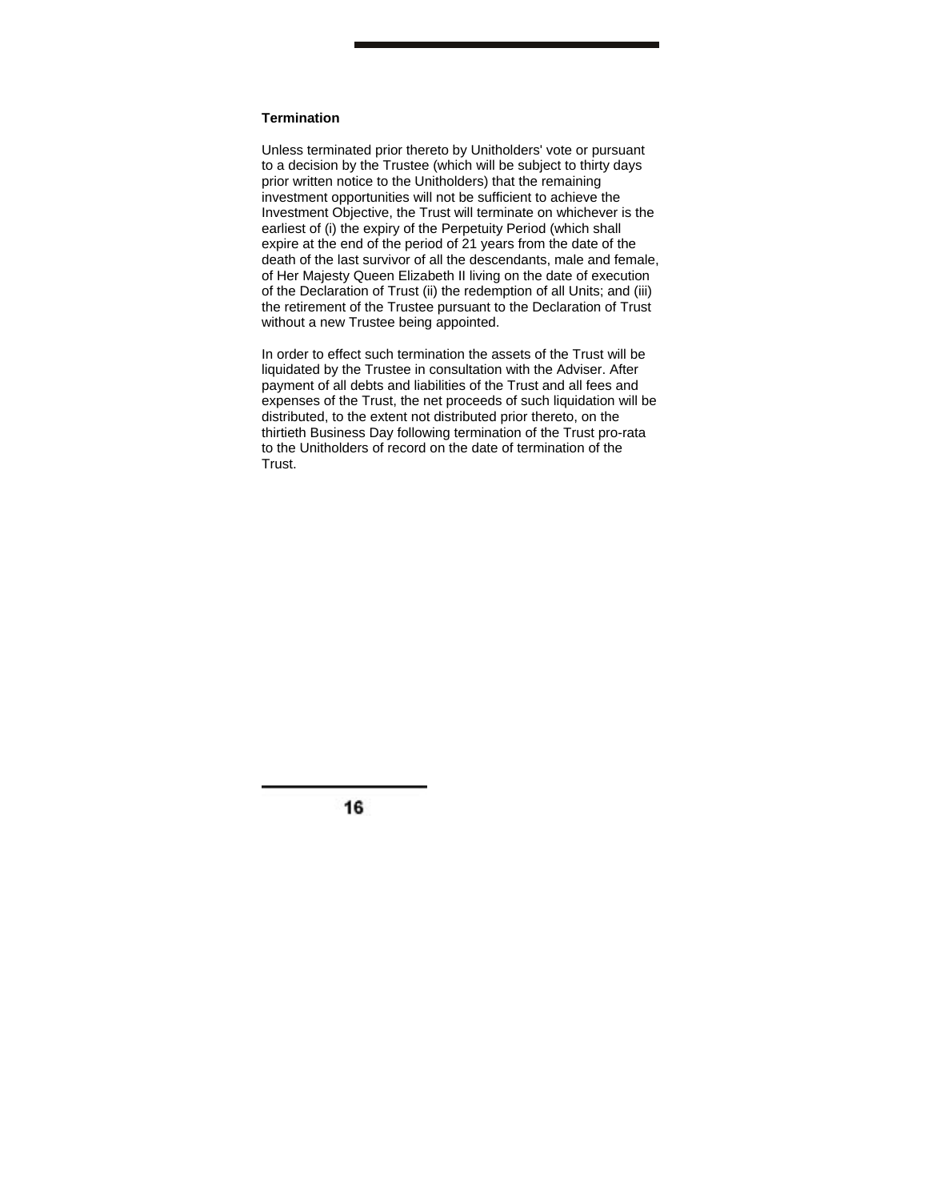### Termination

Unless terminated prior thereto by Unitholders' vote or pursuant to a decision by the Trustee (which will be subject to thirty days prior written notice to the Unitholders) that the remaining investment opportunities will not be sufficient to achieve the Investment Objective, the Trust will terminate on whichever is the earliest of (i) the expiry of the Perpetuity Period (which shall expire at the end of the period of 21 years from the date of the death of the last survivor of all the descendants, male and female, of Her Majesty Queen Elizabeth II living on the date of execution of the Declaration of Trust (ii) the redemption of all Units; and (iii) the retirement of the Trustee pursuant to the Declaration of Trust without a new Trustee being appointed.

In order to effect such termination the assets of the Trust will be liquidated by the Trustee in consultation with the Adviser. After payment of all debts and liabilities of the Trust and all fees and expenses of the Trust, the net proceeds of such liquidation will be distributed, to the extent not distributed prior thereto, on the thirtieth Business Day following termination of the Trust pro-rata to the Unitholders of record on the date of termination of the Trust.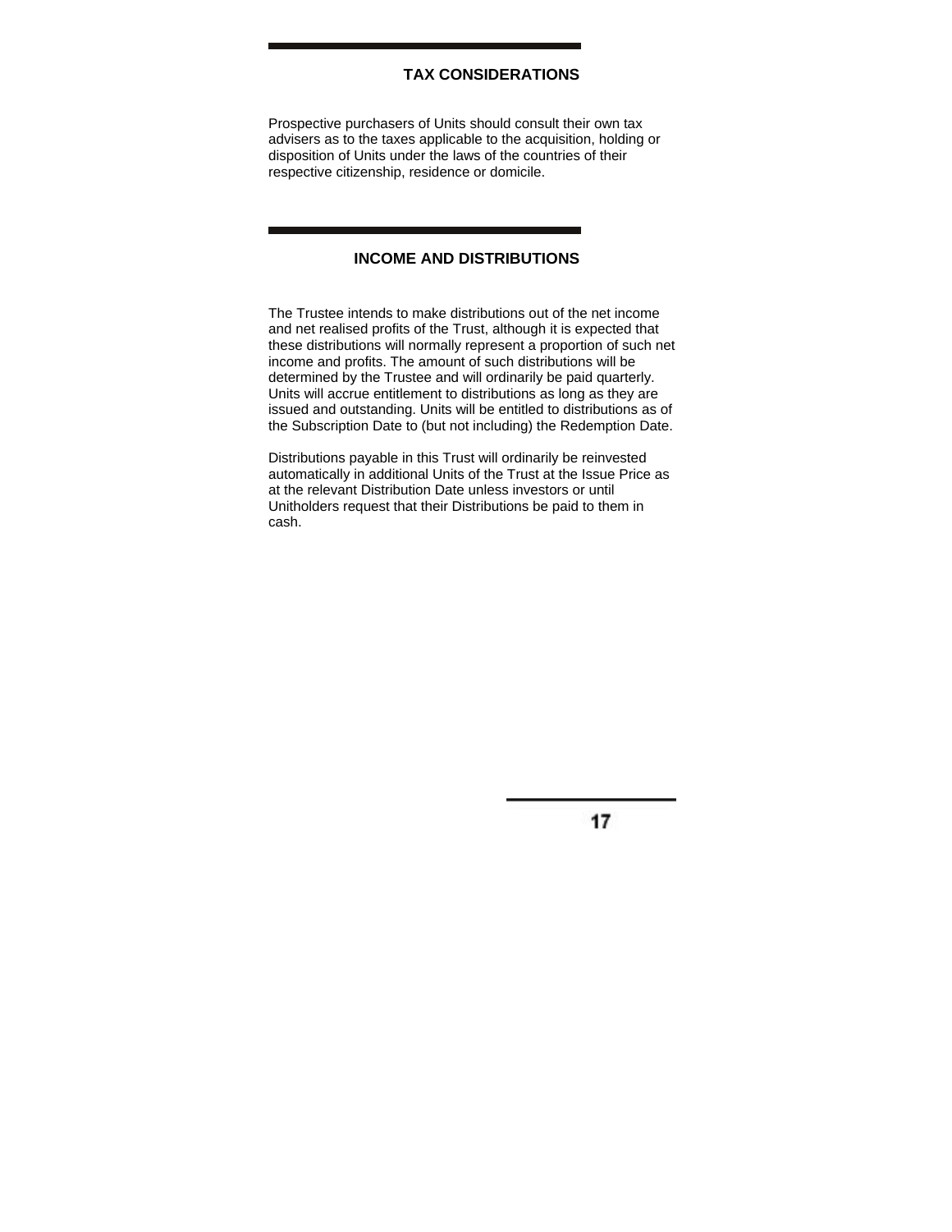## TAX CONSIDERATIONS

Prospective purchasers of Units should consult their own tax advisers as to the taxes applicable to the acquisition, holding or disposition of Units under the laws of the countries of their respective citizenship, residence or domicile.

## INCOME AND DISTRIBUTIONS

The Trustee intends to make distributions out of the net income and net realised profits of the Trust, although it is expected that these distributions will normally represent a proportion of such net income and profits. The amount of such distributions will be determined by the Trustee and will ordinarily be paid quarterly. Units will accrue entitlement to distributions as long as they are issued and outstanding. Units will be entitled to distributions as of the Subscription Date to (but not including) the Redemption Date.

Distributions payable in this Trust will ordinarily be reinvested automatically in additional Units of the Trust at the Issue Price as at the relevant Distribution Date unless investors or until Unitholders request that their Distributions be paid to them in cash.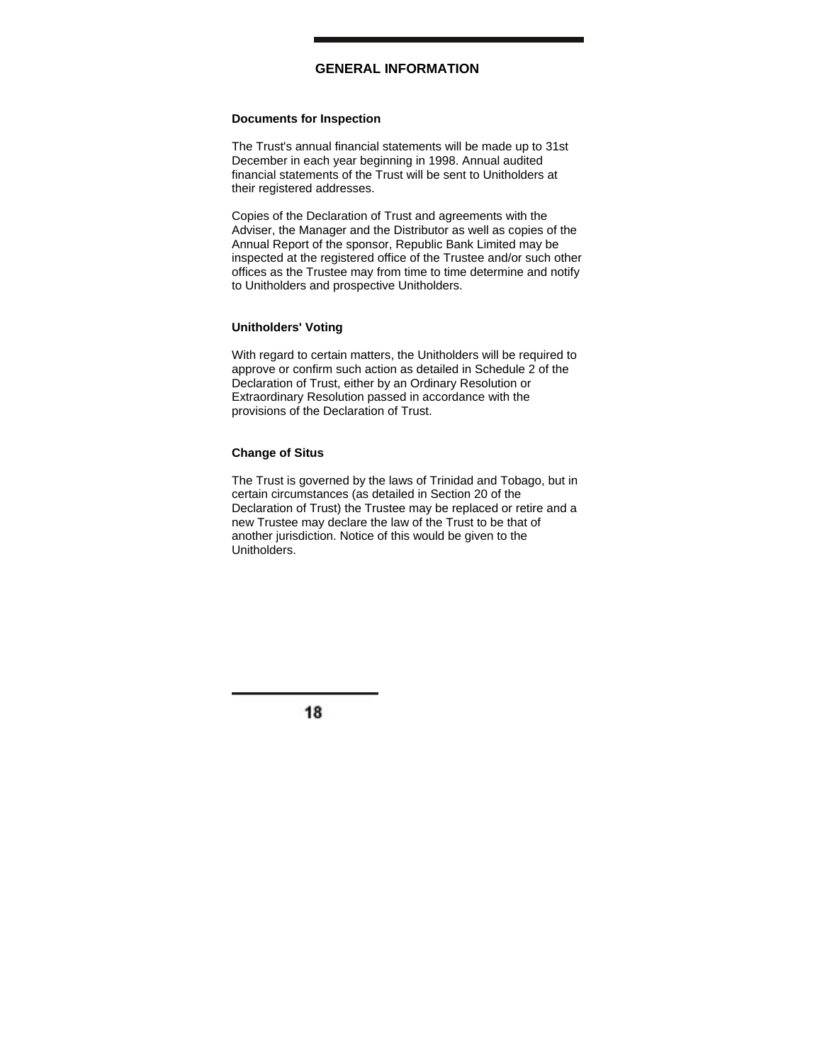## GENERAL INFORMATION

### Documents for Inspection

The Trust's annual financial statements will be made up to 31st December in each year beginning in 1998. Annual audited financial statements of the Trust will be sent to Unitholders at their registered addresses.

Copies of the Declaration of Trust and agreements with the Adviser, the Manager and the Distributor as well as copies of the Annual Report of the sponsor, Republic Bank Limited may be inspected at the registered office of the Trustee and/or such other offices as the Trustee may from time to time determine and notify to Unitholders and prospective Unitholders.

### Unitholders' Voting

With regard to certain matters, the Unitholders will be required to approve or confirm such action as detailed in Schedule 2 of the Declaration of Trust, either by an Ordinary Resolution or Extraordinary Resolution passed in accordance with the provisions of the Declaration of Trust.

### Change of Situs

The Trust is governed by the laws of Trinidad and Tobago, but in certain circumstances (as detailed in Section 20 of the Declaration of Trust) the Trustee may be replaced or retire and a new Trustee may declare the law of the Trust to be that of another jurisdiction. Notice of this would be given to the Unitholders.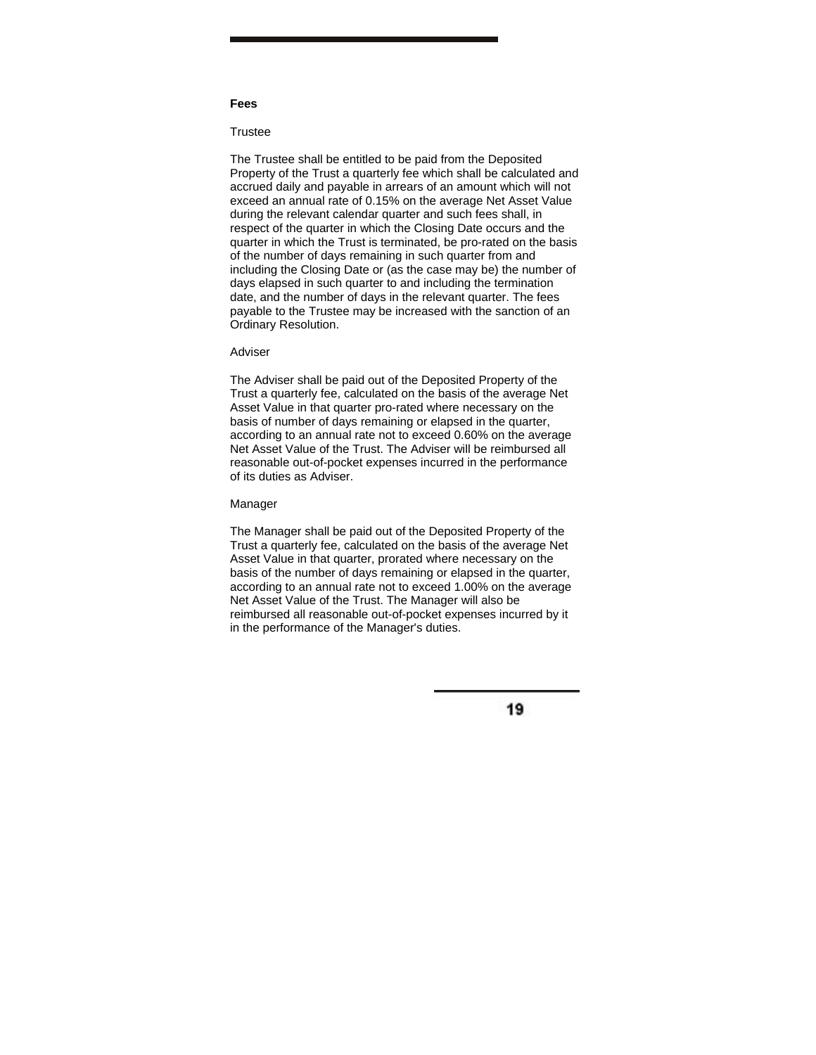## Fees

### Trustee

The Trustee shall be entitled to be paid from the Deposited Property of the Trust a quarterly fee which shall be calculated and accrued daily and payable in arrears of an amount which will not exceed an annual rate of 0.15% on the average Net Asset Value during the relevant calendar quarter and such fees shall, in respect of the quarter in which the Closing Date occurs and the quarter in which the Trust is terminated, be pro-rated on the basis of the number of days remaining in such quarter from and including the Closing Date or (as the case may be) the number of days elapsed in such quarter to and including the termination date, and the number of days in the relevant quarter. The fees payable to the Trustee may be increased with the sanction of an Ordinary Resolution.

### Adviser

The Adviser shall be paid out of the Deposited Property of the Trust a quarterly fee, calculated on the basis of the average Net Asset Value in that quarter pro-rated where necessary on the basis of number of days remaining or elapsed in the quarter, according to an annual rate not to exceed 0.60% on the average Net Asset Value of the Trust. The Adviser will be reimbursed all reasonable out-of-pocket expenses incurred in the performance of its duties as Adviser.

### Manager

The Manager shall be paid out of the Deposited Property of the Trust a quarterly fee, calculated on the basis of the average Net Asset Value in that quarter, prorated where necessary on the basis of the number of days remaining or elapsed in the quarter, according to an annual rate not to exceed 1.00% on the average Net Asset Value of the Trust. The Manager will also be reimbursed all reasonable out-of-pocket expenses incurred by it in the performance of the Manager's duties.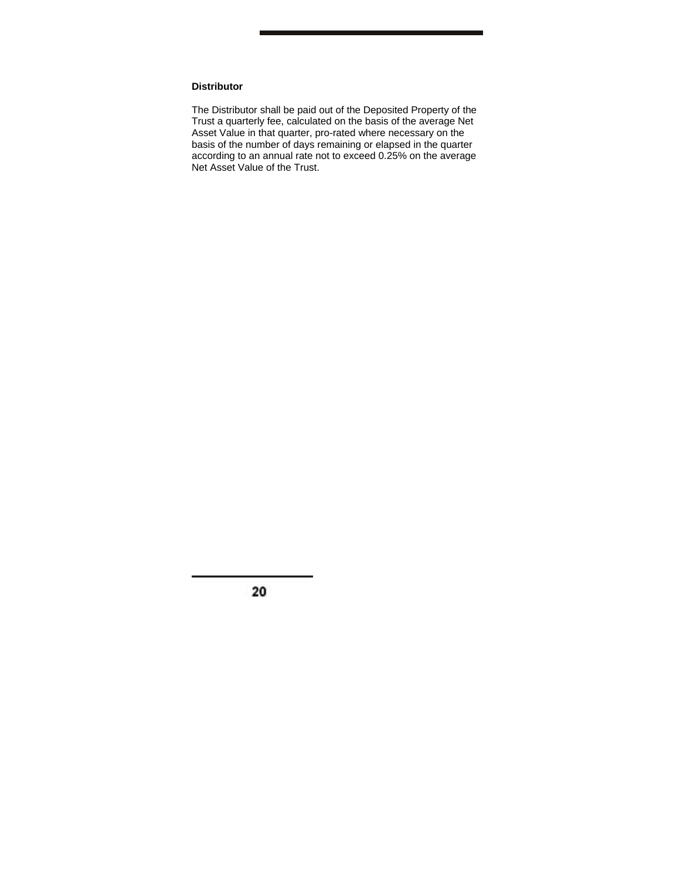**Distributor**

The Distributor shall be paid out of the Deposited Property of the Trust a quarterly fee, calculated on the basis of the average Net Asset Value in that quarter, pro-rated where necessary on the basis of the number of days remaining or elapsed in the quarter according to an annual rate not to exceed 0.25% on the average Net Asset Value of the Trust.